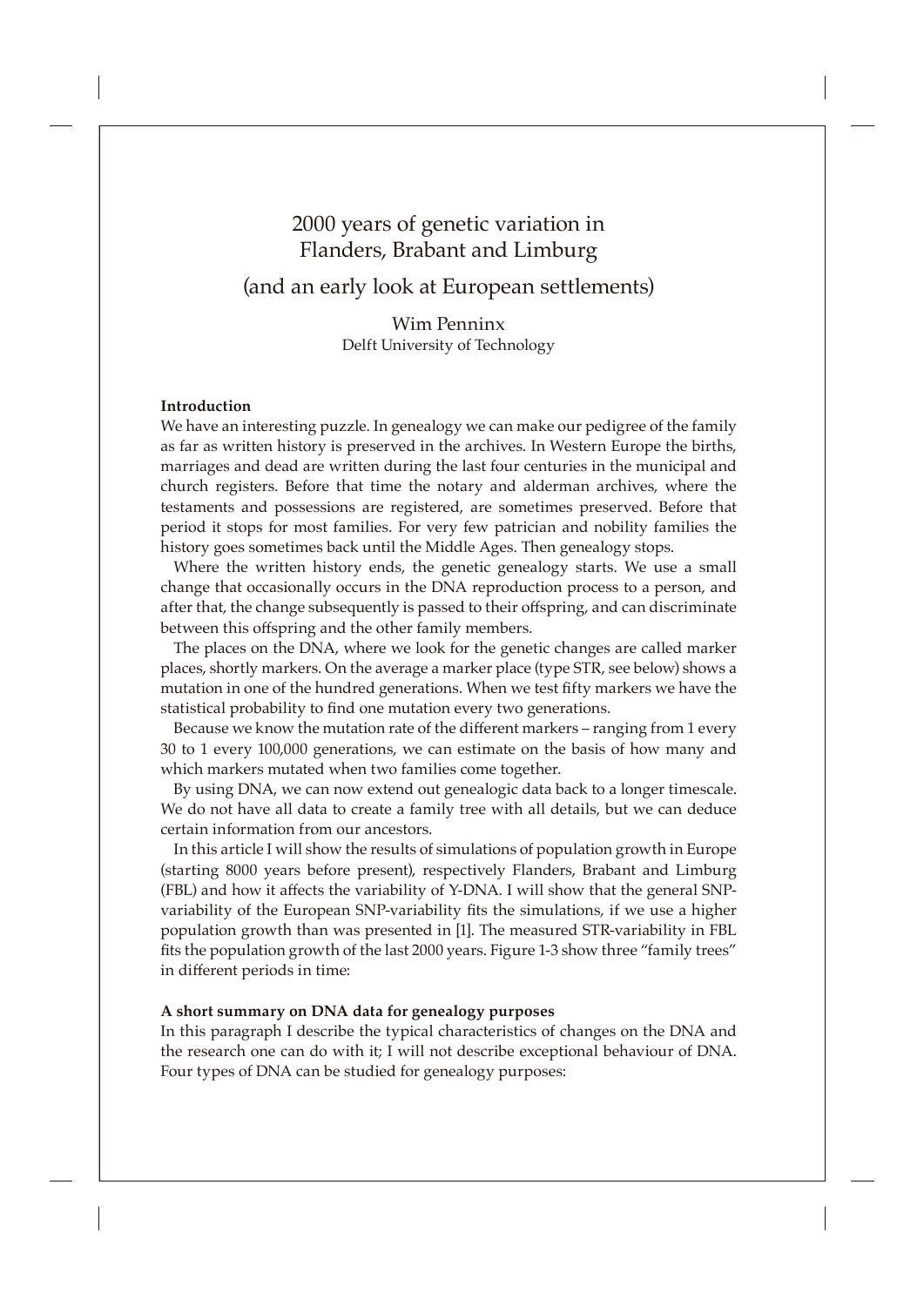# 2000 years of genetic variation in Flanders, Brabant and Limburg

## (and an early look at European settlements)

Wim Penninx
Delft University of Technology

### Introduction

We have an interesting puzzle. In genealogy we can make our pedigree of the family as far as written history is preserved in the archives. In Western Europe the births, marriages and dead are written during the last four centuries in the municipal and church registers. Before that time the notary and alderman archives, where the testaments and possessions are registered, are sometimes preserved. Before that period it stops for most families. For very few patrician and nobility families the history goes sometimes back until the Middle Ages. Then genealogy stops.

Where the written history ends, the genetic genealogy starts. We use a small change that occasionally occurs in the DNA reproduction process to a person, and after that, the change subsequently is passed to their offspring, and can discriminate between this offspring and the other family members.

The places on the DNA, where we look for the genetic changes are called marker places, shortly markers. On the average a marker place (type STR, see below) shows a mutation in one of the hundred generations. When we test fifty markers we have the statistical probability to find one mutation every two generations.

Because we know the mutation rate of the different markers – ranging from 1 every 30 to 1 every 100,000 generations, we can estimate on the basis of how many and which markers mutated when two families come together.

By using DNA, we can now extend out genealogic data back to a longer timescale. We do not have all data to create a family tree with all details, but we can deduce certain information from our ancestors.

In this article I will show the results of simulations of population growth in Europe (starting 8000 years before present), respectively Flanders, Brabant and Limburg (FBL) and how it affects the variability of Y-DNA. I will show that the general SNP-variability of the European SNP-variability fits the simulations, if we use a higher population growth than was presented in [1]. The measured STR-variability in FBL fits the population growth of the last 2000 years. Figure 1-3 show three "family trees" in different periods in time:

### A short summary on DNA data for genealogy purposes

In this paragraph I describe the typical characteristics of changes on the DNA and the research one can do with it; I will not describe exceptional behaviour of DNA. Four types of DNA can be studied for genealogy purposes: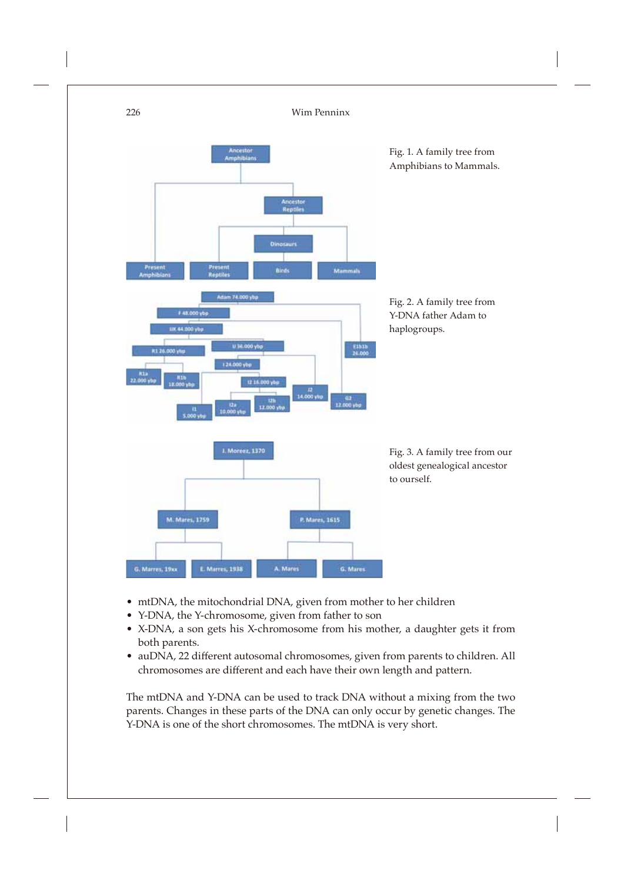Fig. 1. A family tree from Amphibians to Mammals.

Fig. 2. A family tree from Y-DNA father Adam to haplogroups.

Fig. 3. A family tree from our oldest genealogical ancestor to ourself.

- mtDNA, the mitochondrial DNA, given from mother to her children
- Y-DNA, the Y-chromosome, given from father to son
- X-DNA, a son gets his X-chromosome from his mother, a daughter gets it from both parents.
- auDNA, 22 different autosomal chromosomes, given from parents to children. All chromosomes are different and each have their own length and pattern.

The mtDNA and Y-DNA can be used to track DNA without a mixing from the two parents. Changes in these parts of the DNA can only occur by genetic changes. The Y-DNA is one of the short chromosomes. The mtDNA is very short.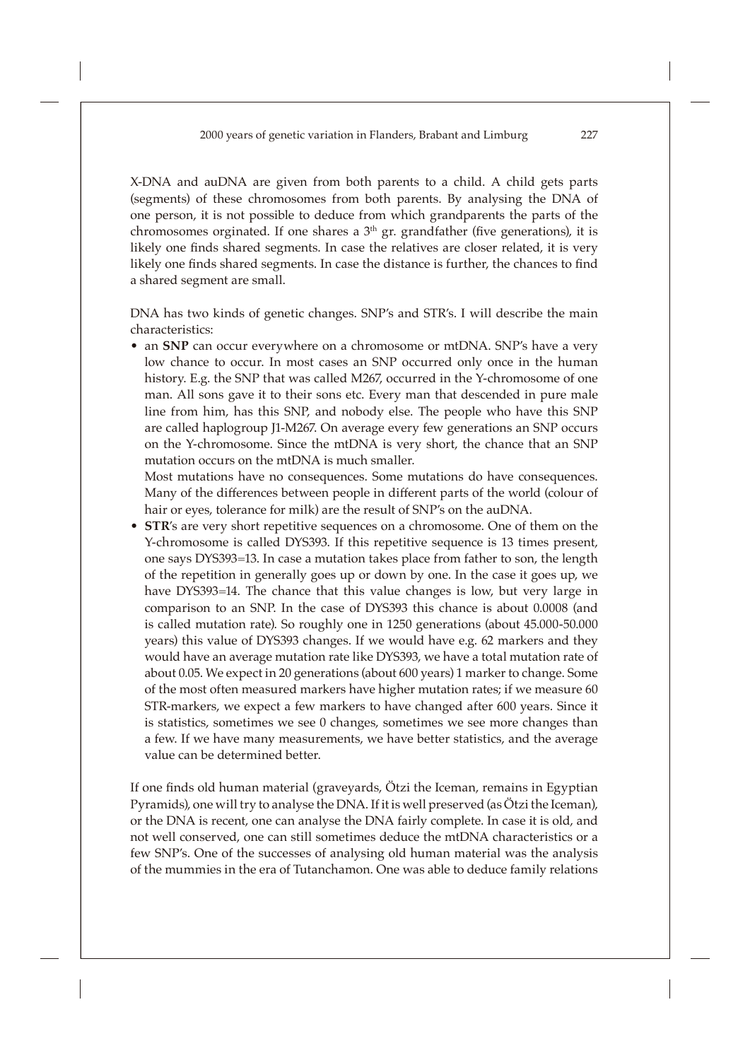X-DNA and auDNA are given from both parents to a child. A child gets parts (segments) of these chromosomes from both parents. By analysing the DNA of one person, it is not possible to deduce from which grandparents the parts of the chromosomes orginated. If one shares a $3^{th}$ gr. grandfather (five generations), it is likely one finds shared segments. In case the relatives are closer related, it is very likely one finds shared segments. In case the distance is further, the chances to find a shared segment are small.

DNA has two kinds of genetic changes. SNP's and STR's. I will describe the main characteristics:

- an **SNP** can occur everywhere on a chromosome or mtDNA. SNP's have a very low chance to occur. In most cases an SNP occurred only once in the human history. E.g. the SNP that was called M267, occurred in the Y-chromosome of one man. All sons gave it to their sons etc. Every man that descended in pure male line from him, has this SNP, and nobody else. The people who have this SNP are called haplogroup J1-M267. On average every few generations an SNP occurs on the Y-chromosome. Since the mtDNA is very short, the chance that an SNP mutation occurs on the mtDNA is much smaller.
  Most mutations have no consequences. Some mutations do have consequences. Many of the differences between people in different parts of the world (colour of hair or eyes, tolerance for milk) are the result of SNP's on the auDNA.
- **STR**'s are very short repetitive sequences on a chromosome. One of them on the Y-chromosome is called DYS393. If this repetitive sequence is 13 times present, one says DYS393=13. In case a mutation takes place from father to son, the length of the repetition in generally goes up or down by one. In the case it goes up, we have DYS393=14. The chance that this value changes is low, but very large in comparison to an SNP. In the case of DYS393 this chance is about 0.0008 (and is called mutation rate). So roughly one in 1250 generations (about 45.000-50.000 years) this value of DYS393 changes. If we would have e.g. 62 markers and they would have an average mutation rate like DYS393, we have a total mutation rate of about 0.05. We expect in 20 generations (about 600 years) 1 marker to change. Some of the most often measured markers have higher mutation rates; if we measure 60 STR-markers, we expect a few markers to have changed after 600 years. Since it is statistics, sometimes we see 0 changes, sometimes we see more changes than a few. If we have many measurements, we have better statistics, and the average value can be determined better.

If one finds old human material (graveyards, Ötzi the Iceman, remains in Egyptian Pyramids), one will try to analyse the DNA. If it is well preserved (as Ötzi the Iceman), or the DNA is recent, one can analyse the DNA fairly complete. In case it is old, and not well conserved, one can still sometimes deduce the mtDNA characteristics or a few SNP's. One of the successes of analysing old human material was the analysis of the mummies in the era of Tutanchamon. One was able to deduce family relations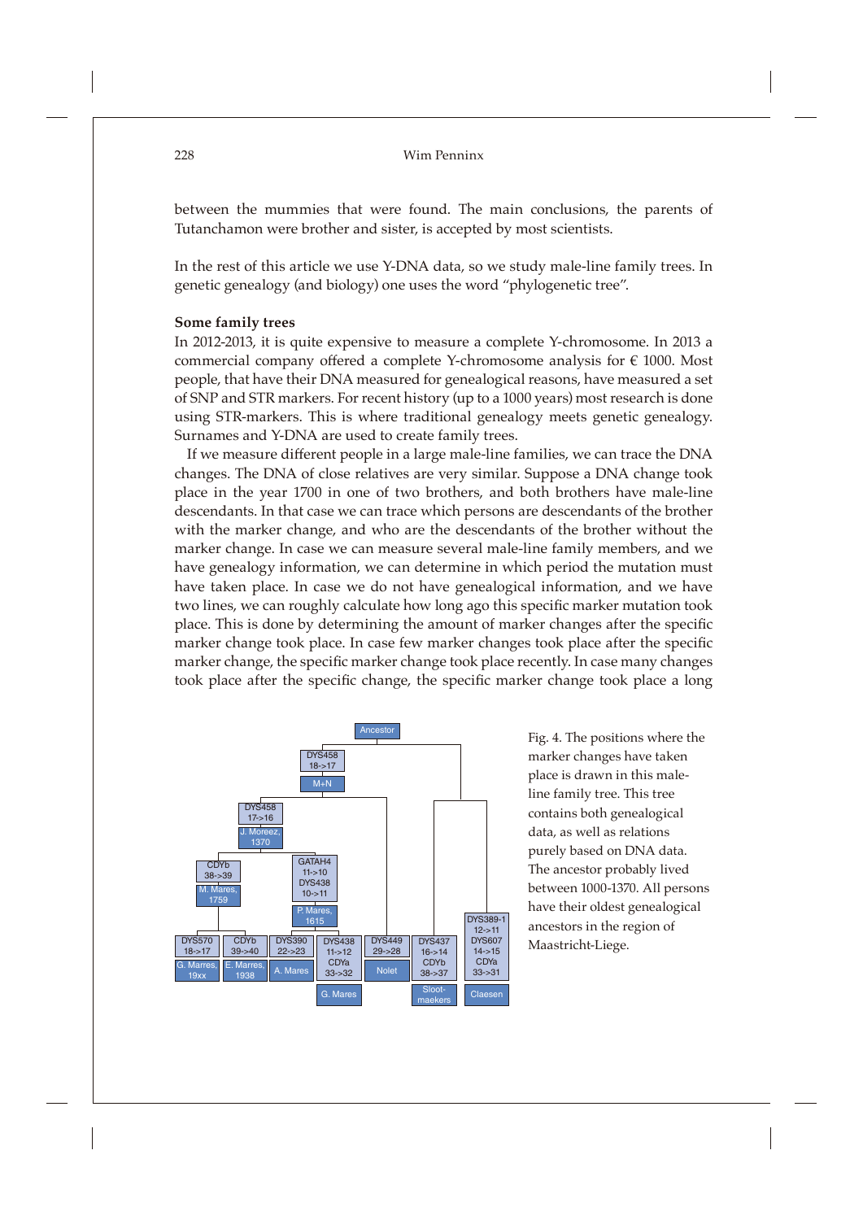between the mummies that were found. The main conclusions, the parents of Tutanchamon were brother and sister, is accepted by most scientists.

In the rest of this article we use Y-DNA data, so we study male-line family trees. In genetic genealogy (and biology) one uses the word "phylogenetic tree".

**Some family trees**

In 2012-2013, it is quite expensive to measure a complete Y-chromosome. In 2013 a commercial company offered a complete Y-chromosome analysis for € 1000. Most people, that have their DNA measured for genealogical reasons, have measured a set of SNP and STR markers. For recent history (up to a 1000 years) most research is done using STR-markers. This is where traditional genealogy meets genetic genealogy. Surnames and Y-DNA are used to create family trees.

If we measure different people in a large male-line families, we can trace the DNA changes. The DNA of close relatives are very similar. Suppose a DNA change took place in the year 1700 in one of two brothers, and both brothers have male-line descendants. In that case we can trace which persons are descendants of the brother with the marker change, and who are the descendants of the brother without the marker change. In case we can measure several male-line family members, and we have genealogy information, we can determine in which period the mutation must have taken place. In case we do not have genealogical information, and we have two lines, we can roughly calculate how long ago this specific marker mutation took place. This is done by determining the amount of marker changes after the specific marker change took place. In case few marker changes took place after the specific marker change, the specific marker change took place recently. In case many changes took place after the specific change, the specific marker change took place a long

Fig. 4. The positions where the marker changes have taken place is drawn in this male-line family tree. This tree contains both genealogical data, as well as relations purely based on DNA data. The ancestor probably lived between 1000-1370. All persons have their oldest genealogical ancestors in the region of Maastricht-Liege.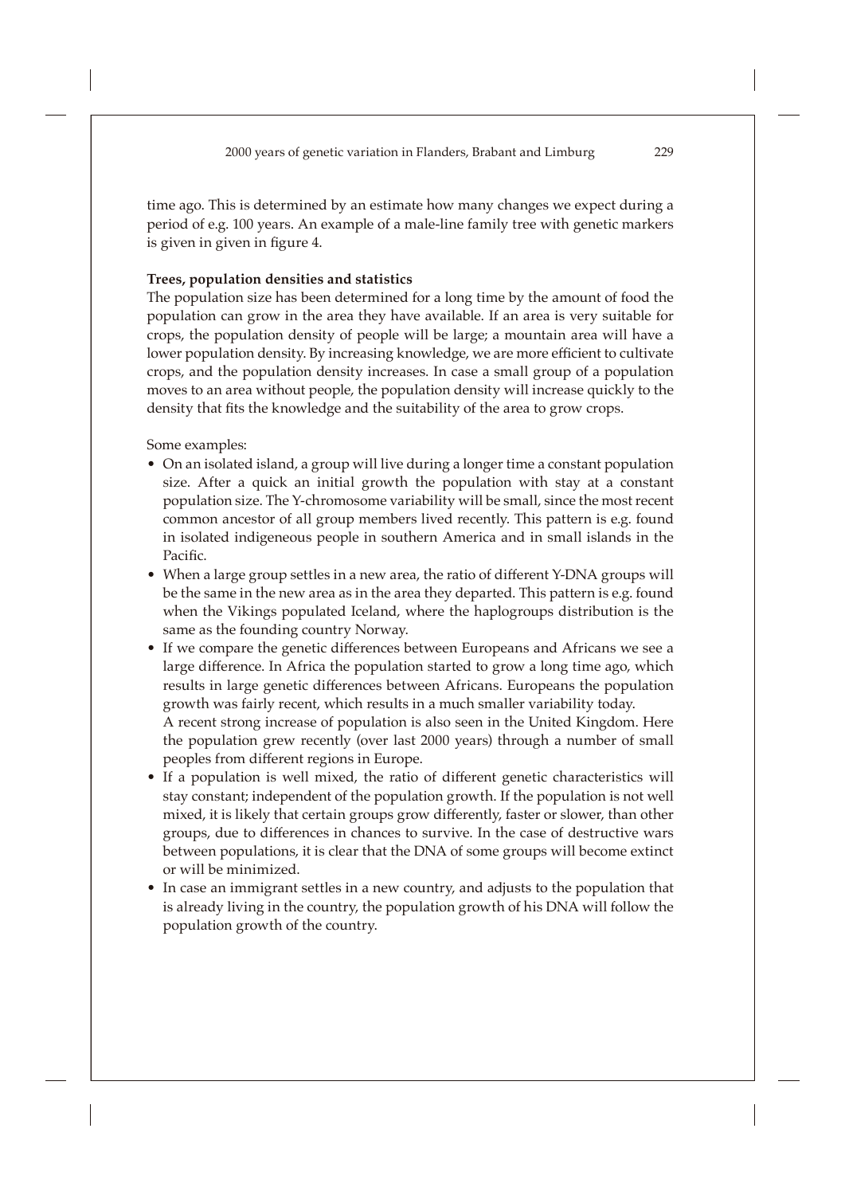time ago. This is determined by an estimate how many changes we expect during a period of e.g. 100 years. An example of a male-line family tree with genetic markers is given in given in figure 4.

**Trees, population densities and statistics**

The population size has been determined for a long time by the amount of food the population can grow in the area they have available. If an area is very suitable for crops, the population density of people will be large; a mountain area will have a lower population density. By increasing knowledge, we are more efficient to cultivate crops, and the population density increases. In case a small group of a population moves to an area without people, the population density will increase quickly to the density that fits the knowledge and the suitability of the area to grow crops.

Some examples:

- On an isolated island, a group will live during a longer time a constant population size. After a quick an initial growth the population with stay at a constant population size. The Y-chromosome variability will be small, since the most recent common ancestor of all group members lived recently. This pattern is e.g. found in isolated indigeneous people in southern America and in small islands in the Pacific.
- When a large group settles in a new area, the ratio of different Y-DNA groups will be the same in the new area as in the area they departed. This pattern is e.g. found when the Vikings populated Iceland, where the haplogroups distribution is the same as the founding country Norway.
- If we compare the genetic differences between Europeans and Africans we see a large difference. In Africa the population started to grow a long time ago, which results in large genetic differences between Africans. Europeans the population growth was fairly recent, which results in a much smaller variability today.
  A recent strong increase of population is also seen in the United Kingdom. Here the population grew recently (over last 2000 years) through a number of small peoples from different regions in Europe.
- If a population is well mixed, the ratio of different genetic characteristics will stay constant; independent of the population growth. If the population is not well mixed, it is likely that certain groups grow differently, faster or slower, than other groups, due to differences in chances to survive. In the case of destructive wars between populations, it is clear that the DNA of some groups will become extinct or will be minimized.
- In case an immigrant settles in a new country, and adjusts to the population that is already living in the country, the population growth of his DNA will follow the population growth of the country.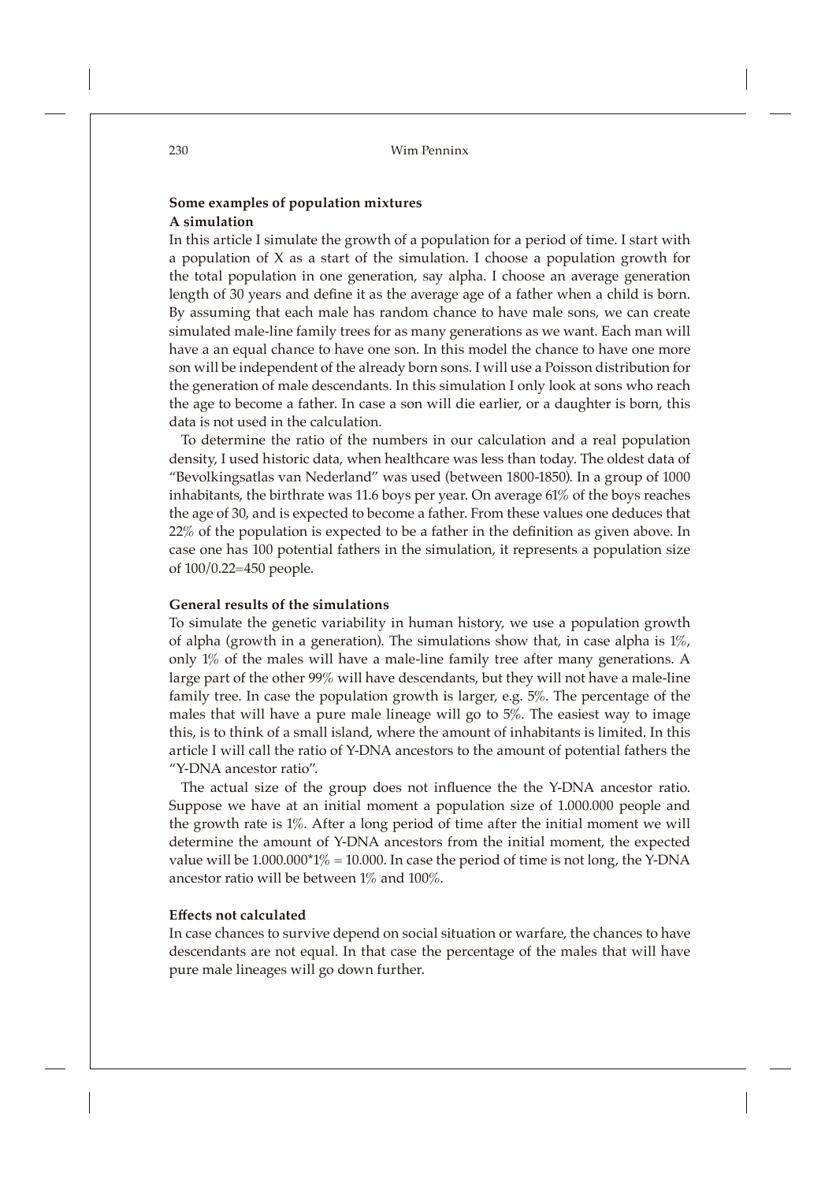### Some examples of population mixtures

#### A simulation

In this article I simulate the growth of a population for a period of time. I start with a population of X as a start of the simulation. I choose a population growth for the total population in one generation, say alpha. I choose an average generation length of 30 years and define it as the average age of a father when a child is born. By assuming that each male has random chance to have male sons, we can create simulated male-line family trees for as many generations as we want. Each man will have a an equal chance to have one son. In this model the chance to have one more son will be independent of the already born sons. I will use a Poisson distribution for the generation of male descendants. In this simulation I only look at sons who reach the age to become a father. In case a son will die earlier, or a daughter is born, this data is not used in the calculation.

To determine the ratio of the numbers in our calculation and a real population density, I used historic data, when healthcare was less than today. The oldest data of "Bevolkingsatlas van Nederland" was used (between 1800-1850). In a group of 1000 inhabitants, the birthrate was 11.6 boys per year. On average 61% of the boys reaches the age of 30, and is expected to become a father. From these values one deduces that 22% of the population is expected to be a father in the definition as given above. In case one has 100 potential fathers in the simulation, it represents a population size of 100/0.22=450 people.

#### General results of the simulations

To simulate the genetic variability in human history, we use a population growth of alpha (growth in a generation). The simulations show that, in case alpha is 1%, only 1% of the males will have a male-line family tree after many generations. A large part of the other 99% will have descendants, but they will not have a male-line family tree. In case the population growth is larger, e.g. 5%. The percentage of the males that will have a pure male lineage will go to 5%. The easiest way to image this, is to think of a small island, where the amount of inhabitants is limited. In this article I will call the ratio of Y-DNA ancestors to the amount of potential fathers the "Y-DNA ancestor ratio".

The actual size of the group does not influence the the Y-DNA ancestor ratio. Suppose we have at an initial moment a population size of 1.000.000 people and the growth rate is 1%. After a long period of time after the initial moment we will determine the amount of Y-DNA ancestors from the initial moment, the expected value will be 1.000.000*1% = 10.000. In case the period of time is not long, the Y-DNA ancestor ratio will be between 1% and 100%.

#### Effects not calculated

In case chances to survive depend on social situation or warfare, the chances to have descendants are not equal. In that case the percentage of the males that will have pure male lineages will go down further.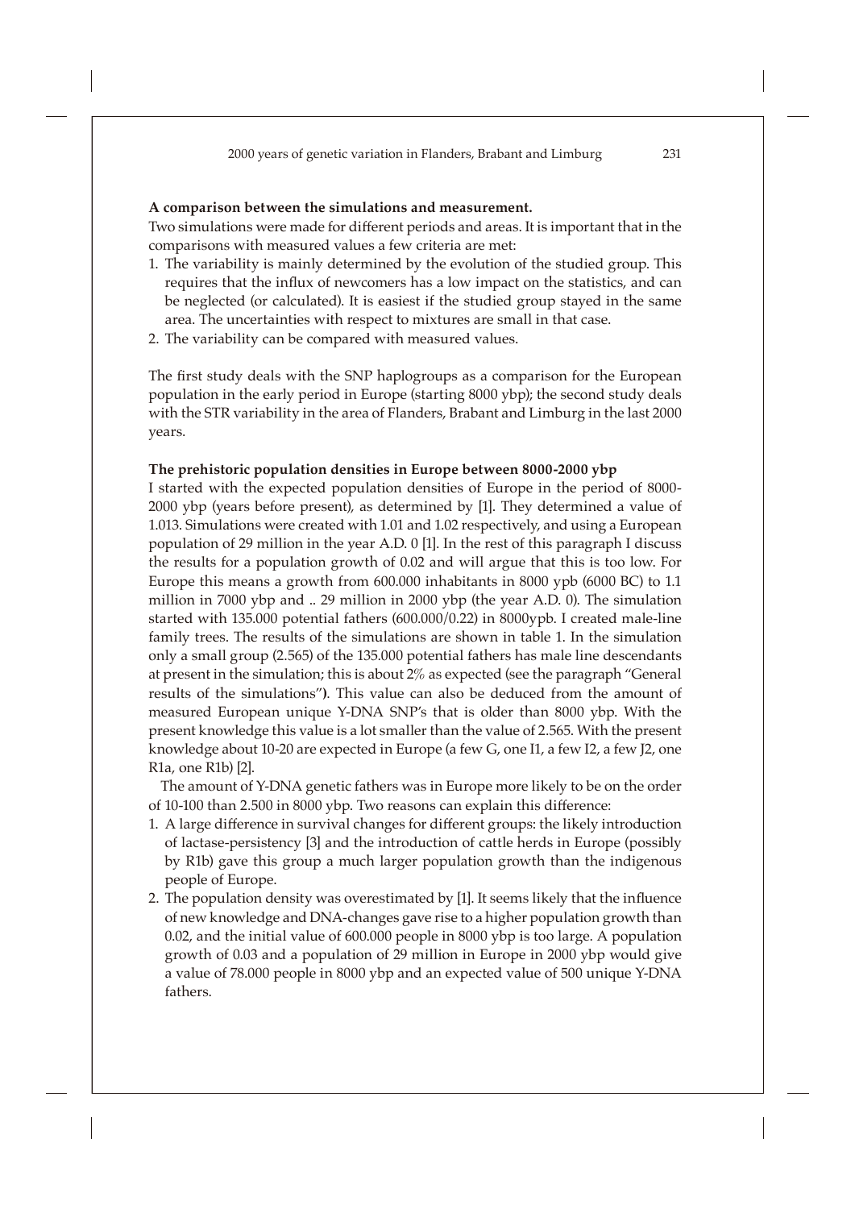**A comparison between the simulations and measurement.**

Two simulations were made for different periods and areas. It is important that in the comparisons with measured values a few criteria are met:

1. The variability is mainly determined by the evolution of the studied group. This requires that the influx of newcomers has a low impact on the statistics, and can be neglected (or calculated). It is easiest if the studied group stayed in the same area. The uncertainties with respect to mixtures are small in that case.
2. The variability can be compared with measured values.

The first study deals with the SNP haplogroups as a comparison for the European population in the early period in Europe (starting 8000 ybp); the second study deals with the STR variability in the area of Flanders, Brabant and Limburg in the last 2000 years.

**The prehistoric population densities in Europe between 8000-2000 ybp**

I started with the expected population densities of Europe in the period of 8000-2000 ybp (years before present), as determined by [1]. They determined a value of 1.013. Simulations were created with 1.01 and 1.02 respectively, and using a European population of 29 million in the year A.D. 0 [1]. In the rest of this paragraph I discuss the results for a population growth of 0.02 and will argue that this is too low. For Europe this means a growth from 600.000 inhabitants in 8000 ypb (6000 BC) to 1.1 million in 7000 ybp and .. 29 million in 2000 ybp (the year A.D. 0). The simulation started with 135.000 potential fathers (600.000/0.22) in 8000ypb. I created male-line family trees. The results of the simulations are shown in table 1. In the simulation only a small group (2.565) of the 135.000 potential fathers has male line descendants at present in the simulation; this is about 2% as expected (see the paragraph "General results of the simulations"). This value can also be deduced from the amount of measured European unique Y-DNA SNP's that is older than 8000 ybp. With the present knowledge this value is a lot smaller than the value of 2.565. With the present knowledge about 10-20 are expected in Europe (a few G, one I1, a few I2, a few J2, one R1a, one R1b) [2].

The amount of Y-DNA genetic fathers was in Europe more likely to be on the order of 10-100 than 2.500 in 8000 ybp. Two reasons can explain this difference:

1. A large difference in survival changes for different groups: the likely introduction of lactase-persistency [3] and the introduction of cattle herds in Europe (possibly by R1b) gave this group a much larger population growth than the indigenous people of Europe.
2. The population density was overestimated by [1]. It seems likely that the influence of new knowledge and DNA-changes gave rise to a higher population growth than 0.02, and the initial value of 600.000 people in 8000 ybp is too large. A population growth of 0.03 and a population of 29 million in Europe in 2000 ybp would give a value of 78.000 people in 8000 ybp and an expected value of 500 unique Y-DNA fathers.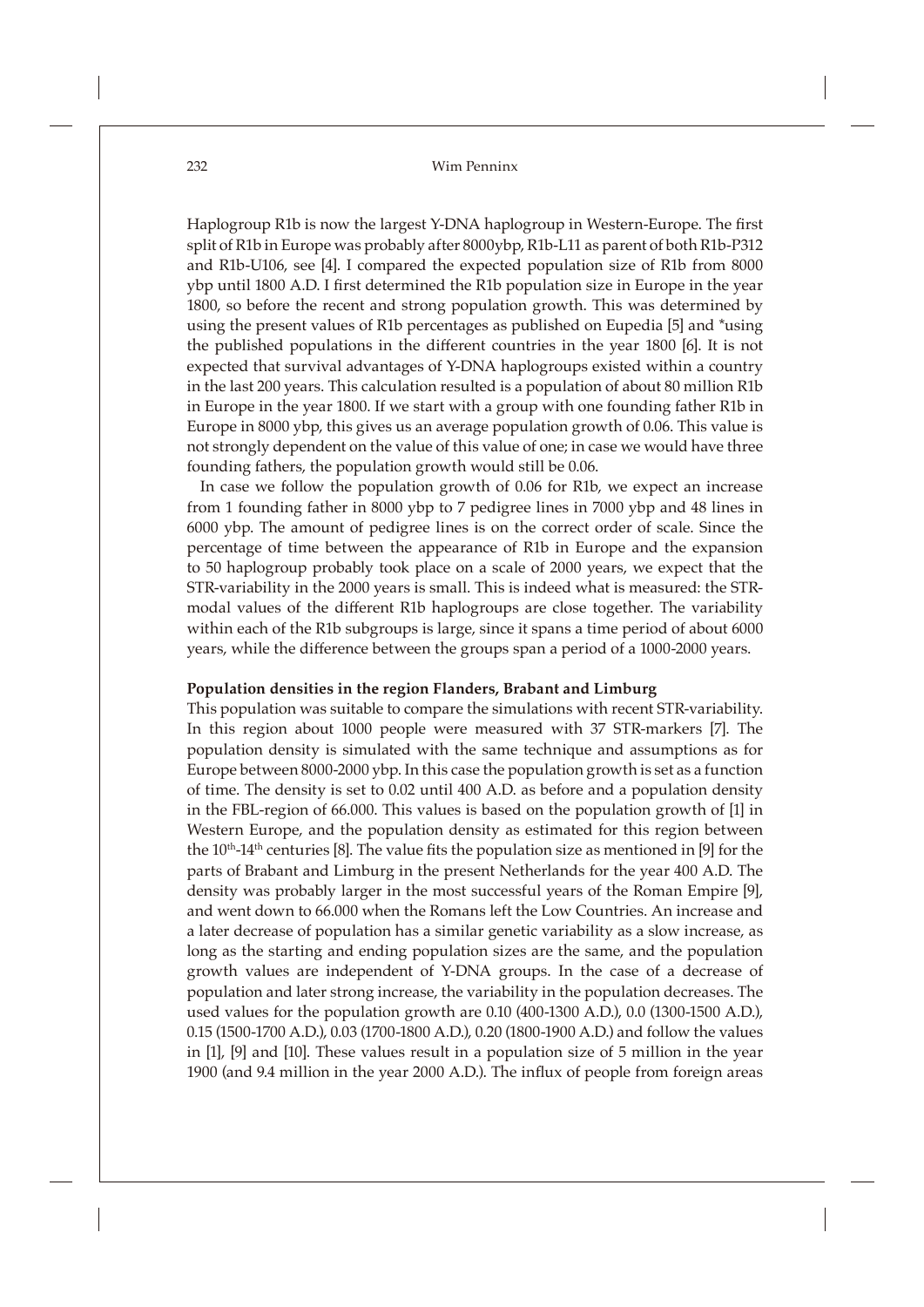Haplogroup R1b is now the largest Y-DNA haplogroup in Western-Europe. The first split of R1b in Europe was probably after 8000ybp, R1b-L11 as parent of both R1b-P312 and R1b-U106, see [4]. I compared the expected population size of R1b from 8000 ybp until 1800 A.D. I first determined the R1b population size in Europe in the year 1800, so before the recent and strong population growth. This was determined by using the present values of R1b percentages as published on Eupedia [5] and *using the published populations in the different countries in the year 1800 [6]. It is not expected that survival advantages of Y-DNA haplogroups existed within a country in the last 200 years. This calculation resulted is a population of about 80 million R1b in Europe in the year 1800. If we start with a group with one founding father R1b in Europe in 8000 ybp, this gives us an average population growth of 0.06. This value is not strongly dependent on the value of this value of one; in case we would have three founding fathers, the population growth would still be 0.06.

In case we follow the population growth of 0.06 for R1b, we expect an increase from 1 founding father in 8000 ybp to 7 pedigree lines in 7000 ybp and 48 lines in 6000 ybp. The amount of pedigree lines is on the correct order of scale. Since the percentage of time between the appearance of R1b in Europe and the expansion to 50 haplogroup probably took place on a scale of 2000 years, we expect that the STR-variability in the 2000 years is small. This is indeed what is measured: the STR-modal values of the different R1b haplogroups are close together. The variability within each of the R1b subgroups is large, since it spans a time period of about 6000 years, while the difference between the groups span a period of a 1000-2000 years.

**Population densities in the region Flanders, Brabant and Limburg**

This population was suitable to compare the simulations with recent STR-variability. In this region about 1000 people were measured with 37 STR-markers [7]. The population density is simulated with the same technique and assumptions as for Europe between 8000-2000 ybp. In this case the population growth is set as a function of time. The density is set to 0.02 until 400 A.D. as before and a population density in the FBL-region of 66.000. This values is based on the population growth of [1] in Western Europe, and the population density as estimated for this region between the 10th-14th centuries [8]. The value fits the population size as mentioned in [9] for the parts of Brabant and Limburg in the present Netherlands for the year 400 A.D. The density was probably larger in the most successful years of the Roman Empire [9], and went down to 66.000 when the Romans left the Low Countries. An increase and a later decrease of population has a similar genetic variability as a slow increase, as long as the starting and ending population sizes are the same, and the population growth values are independent of Y-DNA groups. In the case of a decrease of population and later strong increase, the variability in the population decreases. The used values for the population growth are 0.10 (400-1300 A.D.), 0.0 (1300-1500 A.D.), 0.15 (1500-1700 A.D.), 0.03 (1700-1800 A.D.), 0.20 (1800-1900 A.D.) and follow the values in [1], [9] and [10]. These values result in a population size of 5 million in the year 1900 (and 9.4 million in the year 2000 A.D.). The influx of people from foreign areas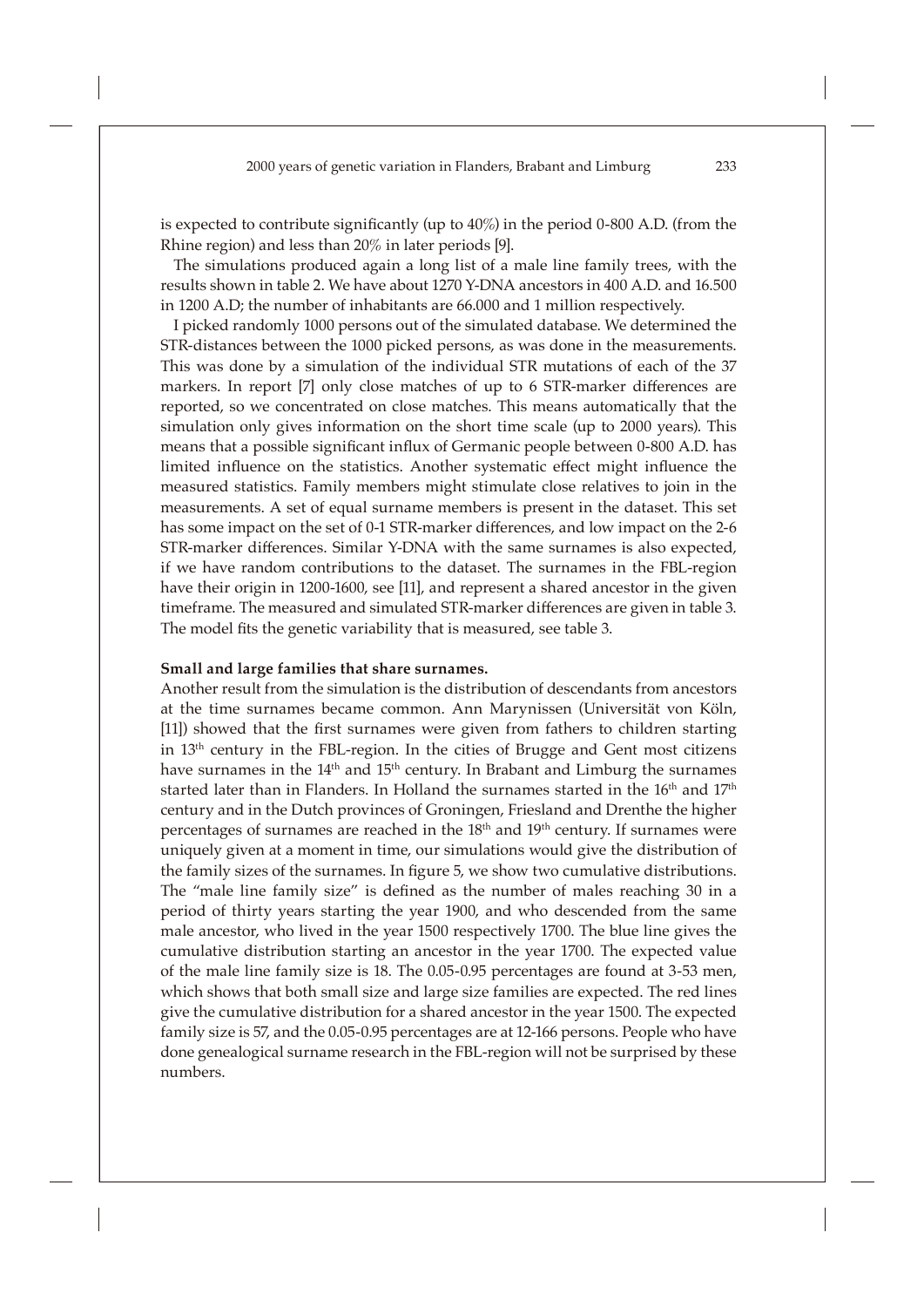is expected to contribute significantly (up to 40%) in the period 0-800 A.D. (from the Rhine region) and less than 20% in later periods [9].

The simulations produced again a long list of a male line family trees, with the results shown in table 2. We have about 1270 Y-DNA ancestors in 400 A.D. and 16.500 in 1200 A.D; the number of inhabitants are 66.000 and 1 million respectively.

I picked randomly 1000 persons out of the simulated database. We determined the STR-distances between the 1000 picked persons, as was done in the measurements. This was done by a simulation of the individual STR mutations of each of the 37 markers. In report [7] only close matches of up to 6 STR-marker differences are reported, so we concentrated on close matches. This means automatically that the simulation only gives information on the short time scale (up to 2000 years). This means that a possible significant influx of Germanic people between 0-800 A.D. has limited influence on the statistics. Another systematic effect might influence the measured statistics. Family members might stimulate close relatives to join in the measurements. A set of equal surname members is present in the dataset. This set has some impact on the set of 0-1 STR-marker differences, and low impact on the 2-6 STR-marker differences. Similar Y-DNA with the same surnames is also expected, if we have random contributions to the dataset. The surnames in the FBL-region have their origin in 1200-1600, see [11], and represent a shared ancestor in the given timeframe. The measured and simulated STR-marker differences are given in table 3. The model fits the genetic variability that is measured, see table 3.

**Small and large families that share surnames.**

Another result from the simulation is the distribution of descendants from ancestors at the time surnames became common. Ann Marynissen (Universität von Köln, [11]) showed that the first surnames were given from fathers to children starting in 13th century in the FBL-region. In the cities of Brugge and Gent most citizens have surnames in the 14th and 15th century. In Brabant and Limburg the surnames started later than in Flanders. In Holland the surnames started in the 16th and 17th century and in the Dutch provinces of Groningen, Friesland and Drenthe the higher percentages of surnames are reached in the 18th and 19th century. If surnames were uniquely given at a moment in time, our simulations would give the distribution of the family sizes of the surnames. In figure 5, we show two cumulative distributions. The "male line family size" is defined as the number of males reaching 30 in a period of thirty years starting the year 1900, and who descended from the same male ancestor, who lived in the year 1500 respectively 1700. The blue line gives the cumulative distribution starting an ancestor in the year 1700. The expected value of the male line family size is 18. The 0.05-0.95 percentages are found at 3-53 men, which shows that both small size and large size families are expected. The red lines give the cumulative distribution for a shared ancestor in the year 1500. The expected family size is 57, and the 0.05-0.95 percentages are at 12-166 persons. People who have done genealogical surname research in the FBL-region will not be surprised by these numbers.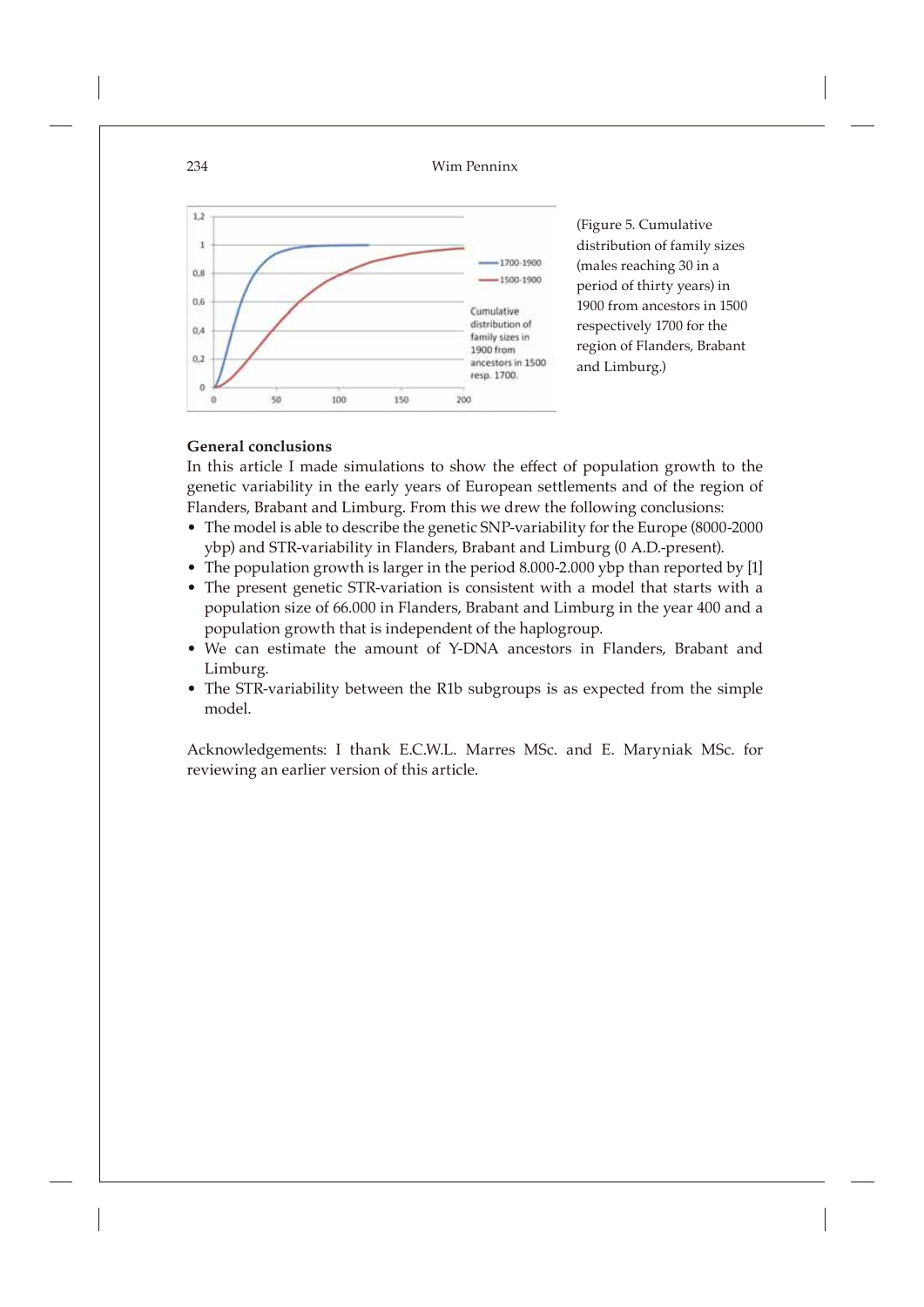(Figure 5. Cumulative distribution of family sizes (males reaching 30 in a period of thirty years) in 1900 from ancestors in 1500 respectively 1700 for the region of Flanders, Brabant and Limburg.)

**General conclusions**

In this article I made simulations to show the effect of population growth to the genetic variability in the early years of European settlements and of the region of Flanders, Brabant and Limburg. From this we drew the following conclusions:

- The model is able to describe the genetic SNP-variability for the Europe (8000-2000 ybp) and STR-variability in Flanders, Brabant and Limburg (0 A.D.-present).
- The population growth is larger in the period 8.000-2.000 ybp than reported by [1]
- The present genetic STR-variation is consistent with a model that starts with a population size of 66.000 in Flanders, Brabant and Limburg in the year 400 and a population growth that is independent of the haplogroup.
- We can estimate the amount of Y-DNA ancestors in Flanders, Brabant and Limburg.
- The STR-variability between the R1b subgroups is as expected from the simple model.

Acknowledgements: I thank E.C.W.L. Marres MSc. and E. Maryniak MSc. for reviewing an earlier version of this article.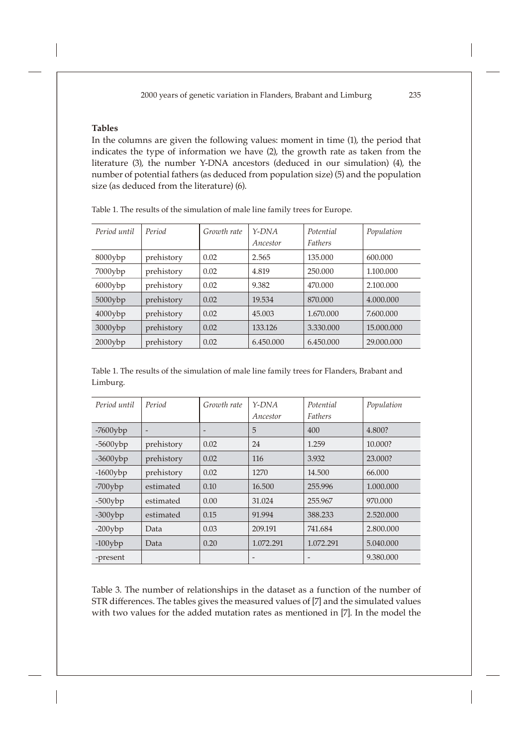**Tables**

In the columns are given the following values: moment in time (1), the period that indicates the type of information we have (2), the growth rate as taken from the literature (3), the number Y-DNA ancestors (deduced in our simulation) (4), the number of potential fathers (as deduced from population size) (5) and the population size (as deduced from the literature) (6).

Table 1. The results of the simulation of male line family trees for Europe.

| *Period until* | *Period* | *Growth rate* | *Y-DNA Ancestor* | *Potential Fathers* | *Population* |
|---|---|---|---|---|---|
| 8000ybp | prehistory | 0.02 | 2.565 | 135.000 | 600.000 |
| 7000ybp | prehistory | 0.02 | 4.819 | 250.000 | 1.100.000 |
| 6000ybp | prehistory | 0.02 | 9.382 | 470.000 | 2.100.000 |
| 5000ybp | prehistory | 0.02 | 19.534 | 870.000 | 4.000.000 |
| 4000ybp | prehistory | 0.02 | 45.003 | 1.670.000 | 7.600.000 |
| 3000ybp | prehistory | 0.02 | 133.126 | 3.330.000 | 15.000.000 |
| 2000ybp | prehistory | 0.02 | 6.450.000 | 6.450.000 | 29.000.000 |

Table 1. The results of the simulation of male line family trees for Flanders, Brabant and Limburg.

| *Period until* | *Period* | *Growth rate* | *Y-DNA Ancestor* | *Potential Fathers* | *Population* |
|---|---|---|---|---|---|
| -7600ybp | - | - | 5 | 400 | 4.800? |
| -5600ybp | prehistory | 0.02 | 24 | 1.259 | 10.000? |
| -3600ybp | prehistory | 0.02 | 116 | 3.932 | 23.000? |
| -1600ybp | prehistory | 0.02 | 1270 | 14.500 | 66.000 |
| -700ybp | estimated | 0.10 | 16.500 | 255.996 | 1.000.000 |
| -500ybp | estimated | 0.00 | 31.024 | 255.967 | 970.000 |
| -300ybp | estimated | 0.15 | 91.994 | 388.233 | 2.520.000 |
| -200ybp | Data | 0.03 | 209.191 | 741.684 | 2.800.000 |
| -100ybp | Data | 0.20 | 1.072.291 | 1.072.291 | 5.040.000 |
| -present | | | - | - | 9.380.000 |

Table 3. The number of relationships in the dataset as a function of the number of STR differences. The tables gives the measured values of [7] and the simulated values with two values for the added mutation rates as mentioned in [7]. In the model the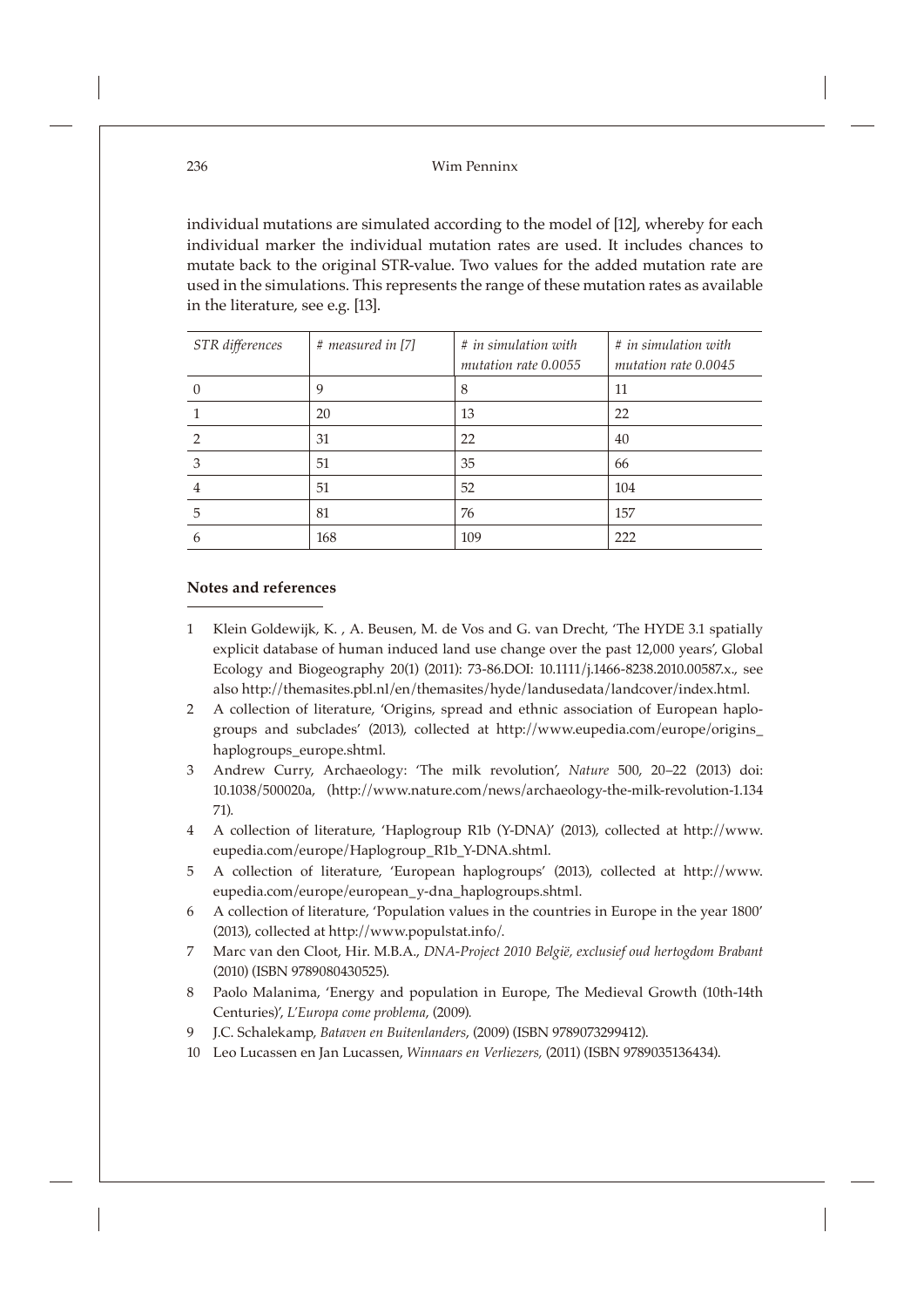individual mutations are simulated according to the model of [12], whereby for each individual marker the individual mutation rates are used. It includes chances to mutate back to the original STR-value. Two values for the added mutation rate are used in the simulations. This represents the range of these mutation rates as available in the literature, see e.g. [13].

| *STR differences* | *# measured in [7]* | *# in simulation with mutation rate 0.0055* | *# in simulation with mutation rate 0.0045* |
|---|---|---|---|
| 0 | 9 | 8 | 11 |
| 1 | 20 | 13 | 22 |
| 2 | 31 | 22 | 40 |
| 3 | 51 | 35 | 66 |
| 4 | 51 | 52 | 104 |
| 5 | 81 | 76 | 157 |
| 6 | 168 | 109 | 222 |

## Notes and references

1. Klein Goldewijk, K. , A. Beusen, M. de Vos and G. van Drecht, 'The HYDE 3.1 spatially explicit database of human induced land use change over the past 12,000 years', Global Ecology and Biogeography 20(1) (2011): 73-86.DOI: 10.1111/j.1466-8238.2010.00587.x., see also http://themasites.pbl.nl/en/themasites/hyde/landusedata/landcover/index.html.
2. A collection of literature, 'Origins, spread and ethnic association of European haplogroups and subclades' (2013), collected at http://www.eupedia.com/europe/origins_haplogroups_europe.shtml.
3. Andrew Curry, Archaeology: 'The milk revolution', *Nature* 500, 20–22 (2013) doi: 10.1038/500020a, (http://www.nature.com/news/archaeology-the-milk-revolution-1.13471).
4. A collection of literature, 'Haplogroup R1b (Y-DNA)' (2013), collected at http://www.eupedia.com/europe/Haplogroup_R1b_Y-DNA.shtml.
5. A collection of literature, 'European haplogroups' (2013), collected at http://www.eupedia.com/europe/european_y-dna_haplogroups.shtml.
6. A collection of literature, 'Population values in the countries in Europe in the year 1800' (2013), collected at http://www.populstat.info/.
7. Marc van den Cloot, Hir. M.B.A., *DNA-Project 2010 België, exclusief oud hertogdom Brabant* (2010) (ISBN 9789080430525).
8. Paolo Malanima, 'Energy and population in Europe, The Medieval Growth (10th-14th Centuries)', *L'Europa come problema*, (2009).
9. J.C. Schalekamp, *Bataven en Buitenlanders*, (2009) (ISBN 9789073299412).
10. Leo Lucassen en Jan Lucassen, *Winnaars en Verliezers*, (2011) (ISBN 9789035136434).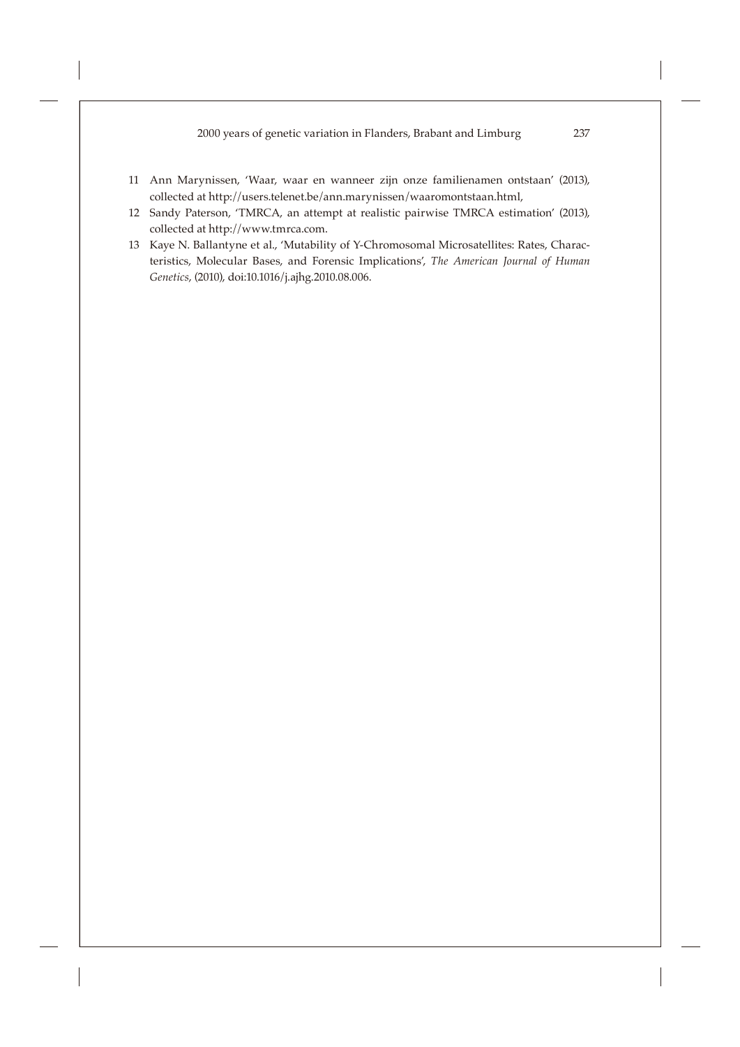11 Ann Marynissen, 'Waar, waar en wanneer zijn onze familienamen ontstaan' (2013), collected at http://users.telenet.be/ann.marynissen/waaromontstaan.html,

12 Sandy Paterson, 'TMRCA, an attempt at realistic pairwise TMRCA estimation' (2013), collected at http://www.tmrca.com.

13 Kaye N. Ballantyne et al., 'Mutability of Y-Chromosomal Microsatellites: Rates, Characteristics, Molecular Bases, and Forensic Implications', *The American Journal of Human Genetics*, (2010), doi:10.1016/j.ajhg.2010.08.006.